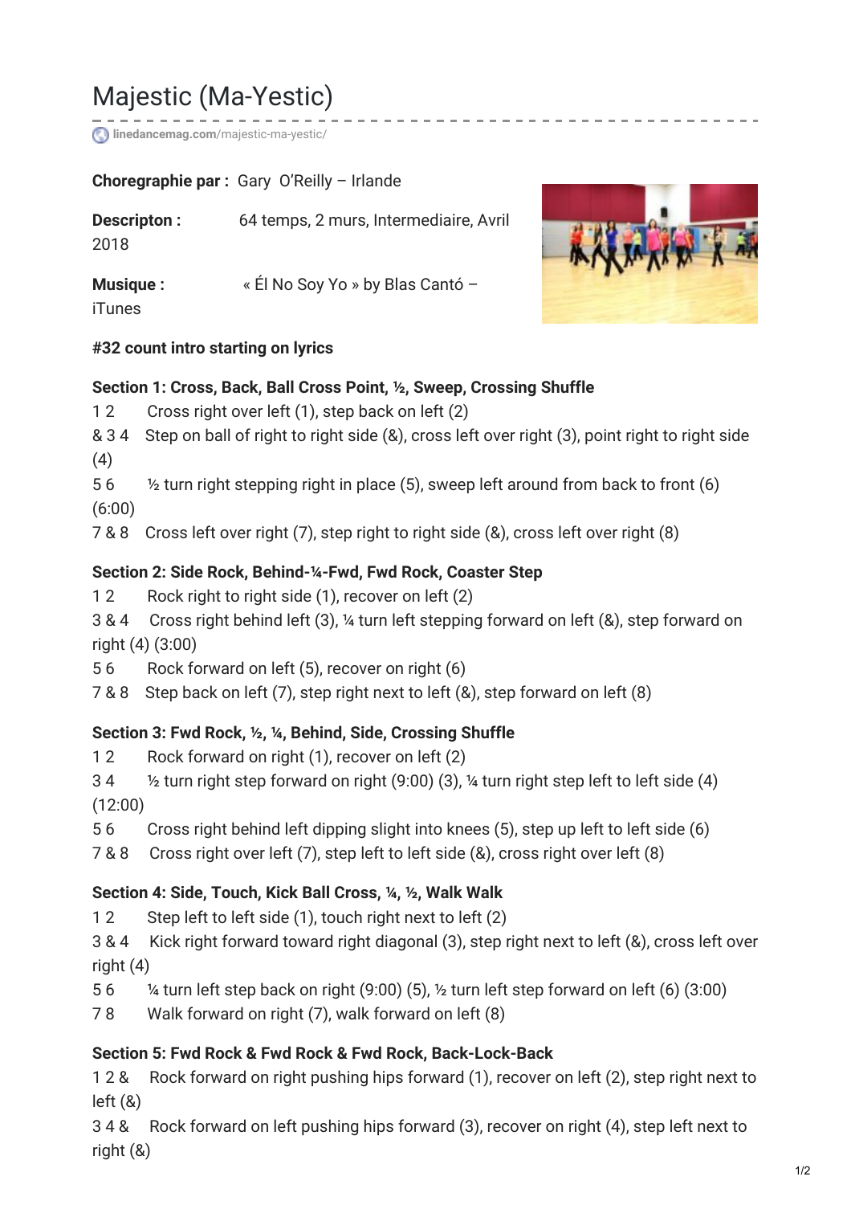# Majestic (Ma-Yestic)

linedancemag.com/majestic-ma-yestic/

**Choregraphie par :** Gary O'Reilly – Irlande

**Descripton :** 64 temps, 2 murs, Intermediaire, Avril 2018

**Musique :** « Él No Soy Yo » by Blas Cantó – iTunes

**#32 count intro starting on lyrics**

**Section 1: Cross, Back, Ball Cross Point, ½, Sweep, Crossing Shuffle**

1 2 Cross right over left (1), step back on left (2)
& 3 4 Step on ball of right to right side (&), cross left over right (3), point right to right side (4)
5 6 ½ turn right stepping right in place (5), sweep left around from back to front (6) (6:00)
7 & 8 Cross left over right (7), step right to right side (&), cross left over right (8)

**Section 2: Side Rock, Behind-¼-Fwd, Fwd Rock, Coaster Step**

1 2 Rock right to right side (1), recover on left (2)
3 & 4 Cross right behind left (3), ¼ turn left stepping forward on left (&), step forward on right (4) (3:00)
5 6 Rock forward on left (5), recover on right (6)
7 & 8 Step back on left (7), step right next to left (&), step forward on left (8)

**Section 3: Fwd Rock, ½, ¼, Behind, Side, Crossing Shuffle**

1 2 Rock forward on right (1), recover on left (2)
3 4 ½ turn right step forward on right (9:00) (3), ¼ turn right step left to left side (4) (12:00)
5 6 Cross right behind left dipping slight into knees (5), step up left to left side (6)
7 & 8 Cross right over left (7), step left to left side (&), cross right over left (8)

**Section 4: Side, Touch, Kick Ball Cross, ¼, ½, Walk Walk**

1 2 Step left to left side (1), touch right next to left (2)
3 & 4 Kick right forward toward right diagonal (3), step right next to left (&), cross left over right (4)
5 6 ¼ turn left step back on right (9:00) (5), ½ turn left step forward on left (6) (3:00)
7 8 Walk forward on right (7), walk forward on left (8)

**Section 5: Fwd Rock & Fwd Rock & Fwd Rock, Back-Lock-Back**

1 2 & Rock forward on right pushing hips forward (1), recover on left (2), step right next to left (&)
3 4 & Rock forward on left pushing hips forward (3), recover on right (4), step left next to right (&)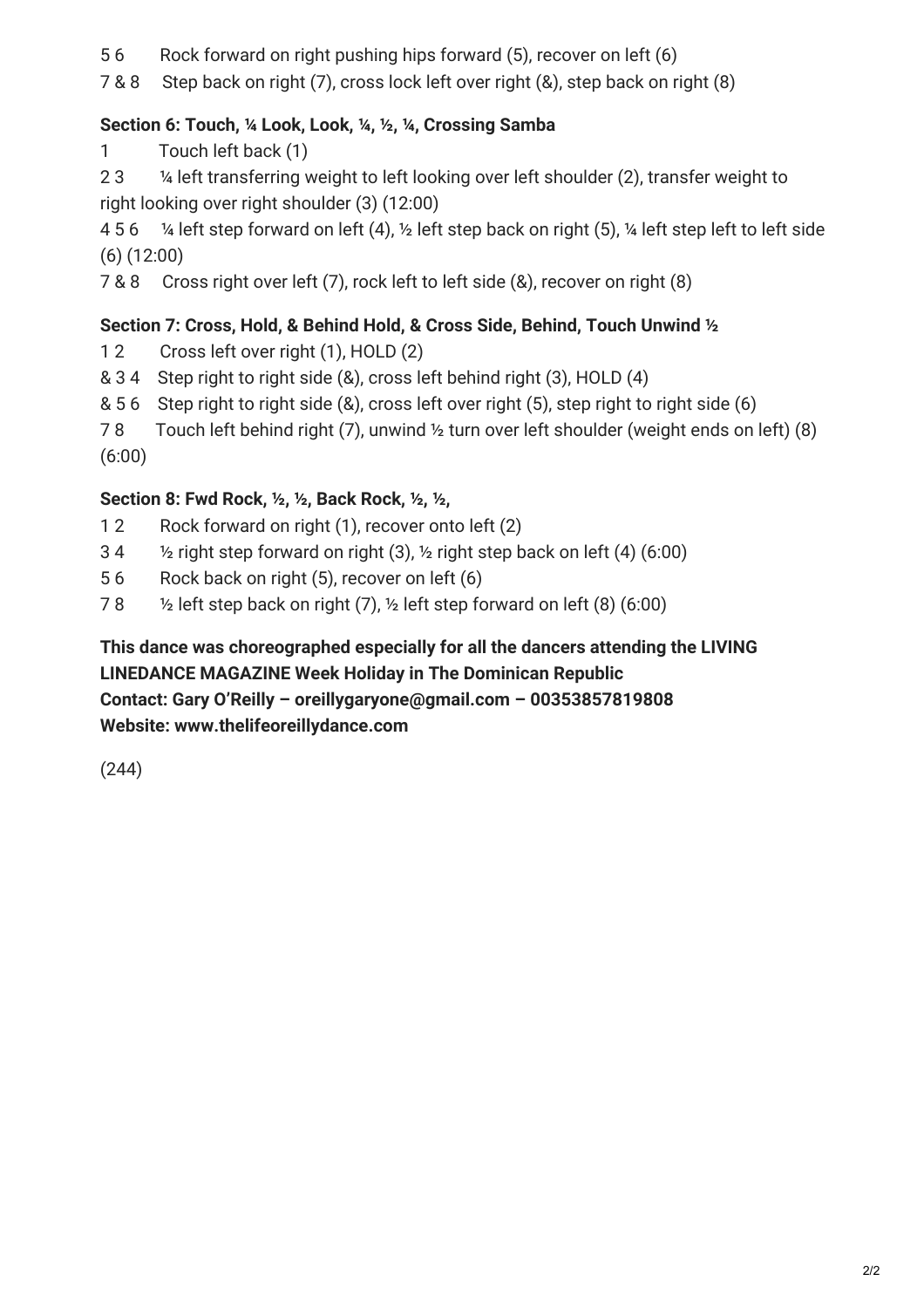5 6  Rock forward on right pushing hips forward (5), recover on left (6)
7 & 8  Step back on right (7), cross lock left over right (&), step back on right (8)

**Section 6: Touch, ¼ Look, Look, ¼, ½, ¼, Crossing Samba**

1  Touch left back (1)
2 3  ¼ left transferring weight to left looking over left shoulder (2), transfer weight to right looking over right shoulder (3) (12:00)
4 5 6  ¼ left step forward on left (4), ½ left step back on right (5), ¼ left step left to left side (6) (12:00)
7 & 8  Cross right over left (7), rock left to left side (&), recover on right (8)

**Section 7: Cross, Hold, & Behind Hold, & Cross Side, Behind, Touch Unwind ½**

1 2  Cross left over right (1), HOLD (2)
& 3 4  Step right to right side (&), cross left behind right (3), HOLD (4)
& 5 6  Step right to right side (&), cross left over right (5), step right to right side (6)
7 8  Touch left behind right (7), unwind ½ turn over left shoulder (weight ends on left) (8) (6:00)

**Section 8: Fwd Rock, ½, ½, Back Rock, ½, ½,**

1 2  Rock forward on right (1), recover onto left (2)
3 4  ½ right step forward on right (3), ½ right step back on left (4) (6:00)
5 6  Rock back on right (5), recover on left (6)
7 8  ½ left step back on right (7), ½ left step forward on left (8) (6:00)

**This dance was choreographed especially for all the dancers attending the LIVING LINEDANCE MAGAZINE Week Holiday in The Dominican Republic**
**Contact: Gary O'Reilly – oreillygaryone@gmail.com – 00353857819808**
**Website: www.thelifeoreillydance.com**

(244)